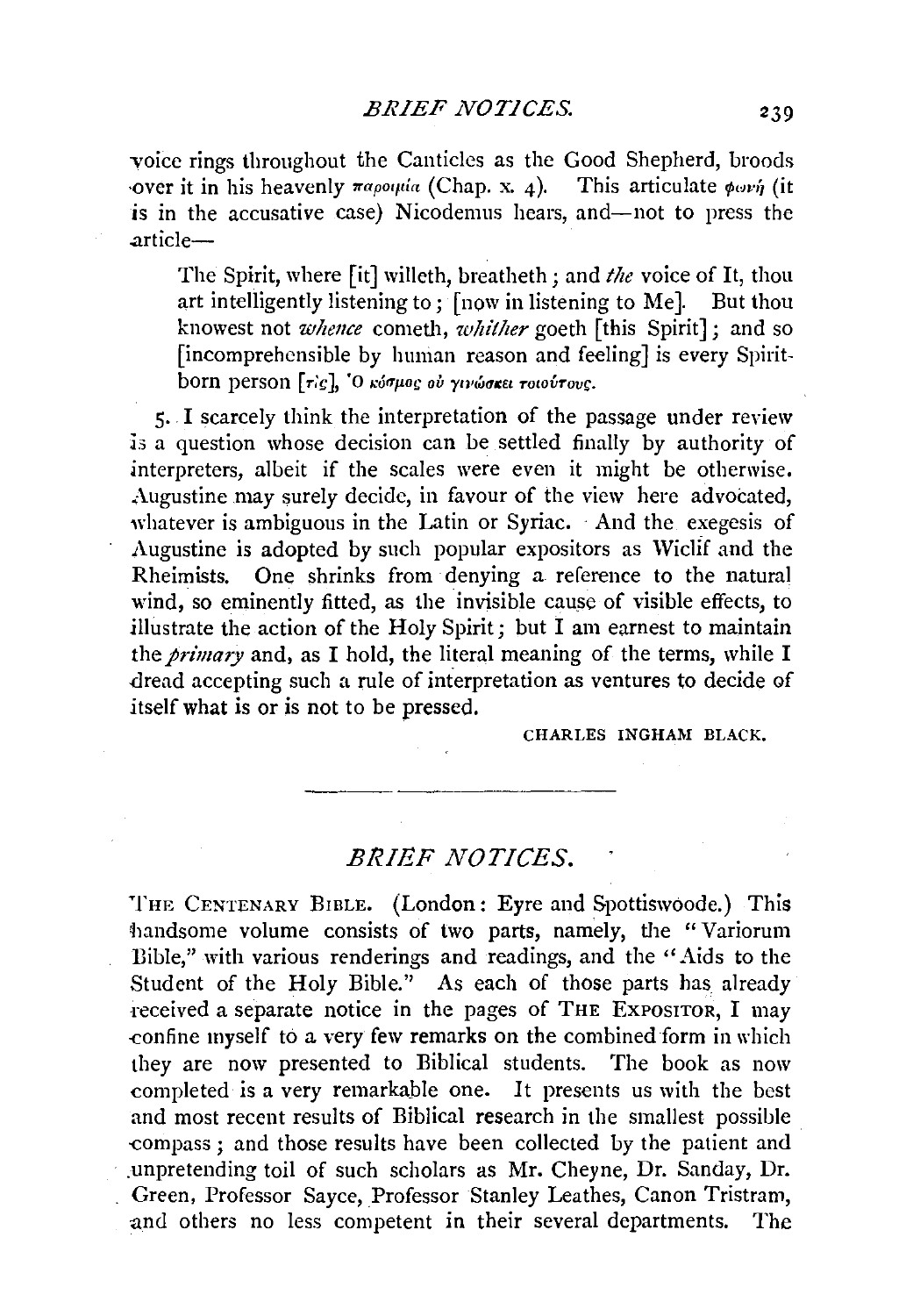voice rings throughout the Canticles as the Good Shepherd, broods over it in his heavenly παροιμία (Chap. x. 4). This articulate φωνή (it is in the accusative case) Nicodemus hears, and—not to press the article—

> The Spirit, where [it] willeth, breatheth; and *the* voice of It, thou art intelligently listening to; [now in listening to Me]. But thou knowest not *whence* cometh, *whither* goeth [this Spirit]; and so [incomprehensible by human reason and feeling] is every Spirit-born person [τίς], Ὁ κόσμος οὐ γινώσκει τοιούτους.

5. I scarcely think the interpretation of the passage under review is a question whose decision can be settled finally by authority of interpreters, albeit if the scales were even it might be otherwise. Augustine may surely decide, in favour of the view here advocated, whatever is ambiguous in the Latin or Syriac. And the exegesis of Augustine is adopted by such popular expositors as Wiclif and the Rheimists. One shrinks from denying a reference to the natural wind, so eminently fitted, as the invisible cause of visible effects, to illustrate the action of the Holy Spirit; but I am earnest to maintain the *primary* and, as I hold, the literal meaning of the terms, while I dread accepting such a rule of interpretation as ventures to decide of itself what is or is not to be pressed.

CHARLES INGHAM BLACK.

---

## *BRIEF NOTICES.*

THE CENTENARY BIBLE. (London: Eyre and Spottiswoode.) This handsome volume consists of two parts, namely, the "Variorum Bible," with various renderings and readings, and the "Aids to the Student of the Holy Bible." As each of those parts has already received a separate notice in the pages of THE EXPOSITOR, I may confine myself to a very few remarks on the combined form in which they are now presented to Biblical students. The book as now completed is a very remarkable one. It presents us with the best and most recent results of Biblical research in the smallest possible compass; and those results have been collected by the patient and unpretending toil of such scholars as Mr. Cheyne, Dr. Sanday, Dr. Green, Professor Sayce, Professor Stanley Leathes, Canon Tristram, and others no less competent in their several departments. The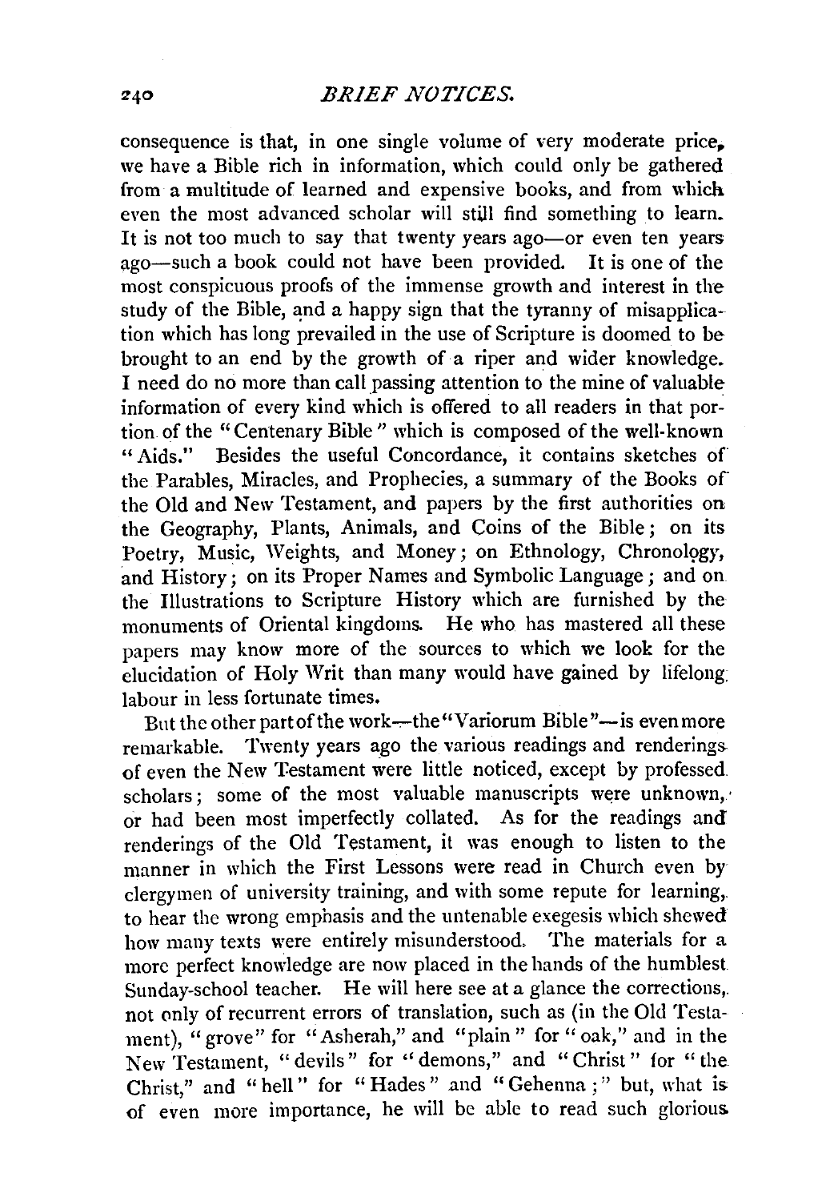consequence is that, in one single volume of very moderate price, we have a Bible rich in information, which could only be gathered from a multitude of learned and expensive books, and from which even the most advanced scholar will still find something to learn. It is not too much to say that twenty years ago—or even ten years ago—such a book could not have been provided. It is one of the most conspicuous proofs of the immense growth and interest in the study of the Bible, and a happy sign that the tyranny of misapplication which has long prevailed in the use of Scripture is doomed to be brought to an end by the growth of a riper and wider knowledge. I need do no more than call passing attention to the mine of valuable information of every kind which is offered to all readers in that portion of the "Centenary Bible" which is composed of the well-known "Aids." Besides the useful Concordance, it contains sketches of the Parables, Miracles, and Prophecies, a summary of the Books of the Old and New Testament, and papers by the first authorities on the Geography, Plants, Animals, and Coins of the Bible; on its Poetry, Music, Weights, and Money; on Ethnology, Chronology, and History; on its Proper Names and Symbolic Language; and on the Illustrations to Scripture History which are furnished by the monuments of Oriental kingdoms. He who has mastered all these papers may know more of the sources to which we look for the elucidation of Holy Writ than many would have gained by lifelong labour in less fortunate times.

But the other part of the work—the "Variorum Bible"—is even more remarkable. Twenty years ago the various readings and renderings of even the New Testament were little noticed, except by professed scholars; some of the most valuable manuscripts were unknown, or had been most imperfectly collated. As for the readings and renderings of the Old Testament, it was enough to listen to the manner in which the First Lessons were read in Church even by clergymen of university training, and with some repute for learning, to hear the wrong emphasis and the untenable exegesis which shewed how many texts were entirely misunderstood. The materials for a more perfect knowledge are now placed in the hands of the humblest Sunday-school teacher. He will here see at a glance the corrections, not only of recurrent errors of translation, such as (in the Old Testament), "grove" for "Asherah," and "plain" for "oak," and in the New Testament, "devils" for "demons," and "Christ" for "the Christ," and "hell" for "Hades" and "Gehenna;" but, what is of even more importance, he will be able to read such glorious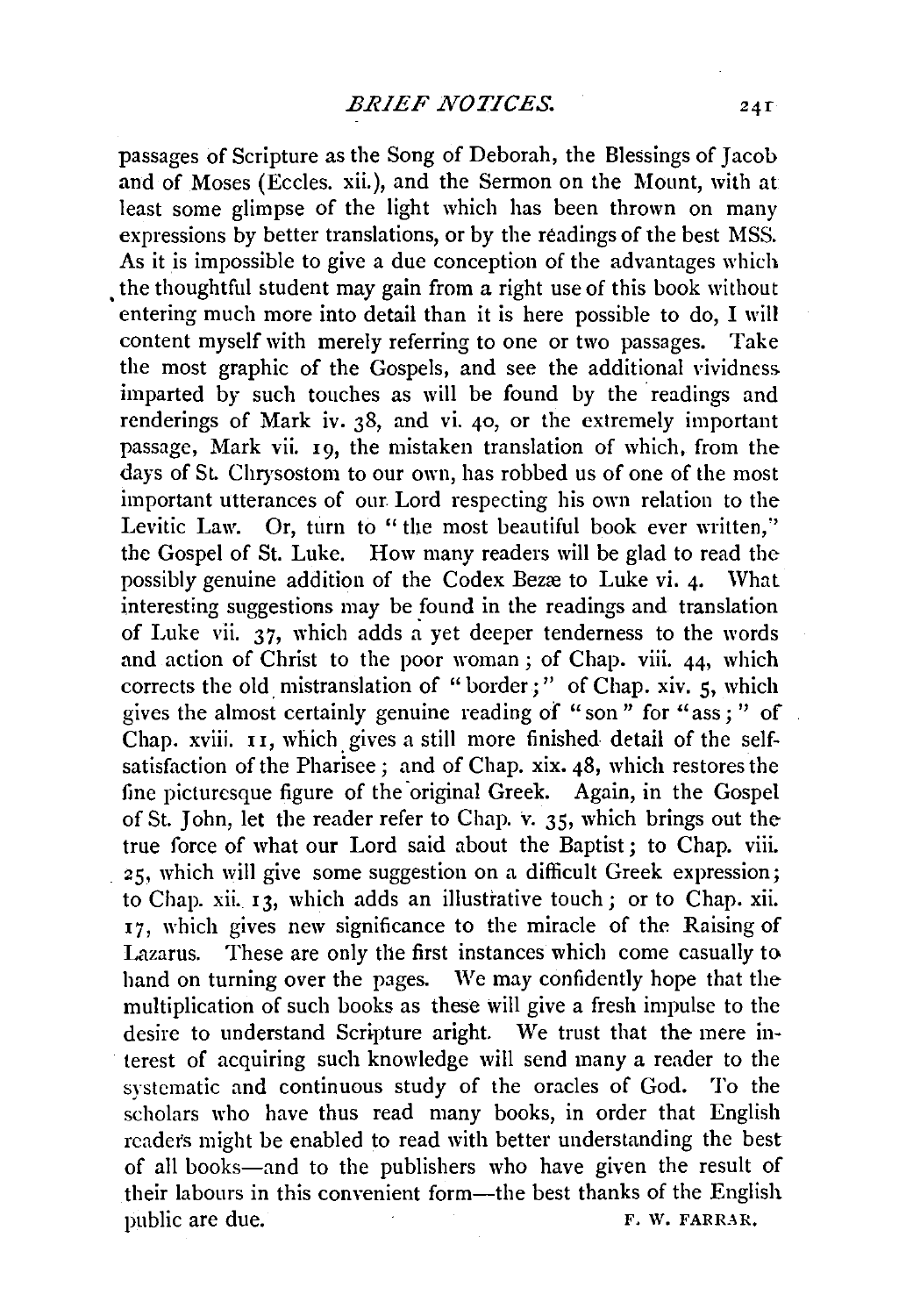passages of Scripture as the Song of Deborah, the Blessings of Jacob and of Moses (Eccles. xii.), and the Sermon on the Mount, with at least some glimpse of the light which has been thrown on many expressions by better translations, or by the readings of the best MSS. As it is impossible to give a due conception of the advantages which the thoughtful student may gain from a right use of this book without entering much more into detail than it is here possible to do, I will content myself with merely referring to one or two passages. Take the most graphic of the Gospels, and see the additional vividness imparted by such touches as will be found by the readings and renderings of Mark iv. 38, and vi. 40, or the extremely important passage, Mark vii. 19, the mistaken translation of which, from the days of St. Chrysostom to our own, has robbed us of one of the most important utterances of our Lord respecting his own relation to the Levitic Law. Or, turn to "the most beautiful book ever written," the Gospel of St. Luke. How many readers will be glad to read the possibly genuine addition of the Codex Bezæ to Luke vi. 4. What interesting suggestions may be found in the readings and translation of Luke vii. 37, which adds a yet deeper tenderness to the words and action of Christ to the poor woman; of Chap. viii. 44, which corrects the old mistranslation of "border;" of Chap. xiv. 5, which gives the almost certainly genuine reading of "son" for "ass;" of Chap. xviii. 11, which gives a still more finished detail of the self-satisfaction of the Pharisee; and of Chap. xix. 48, which restores the fine picturesque figure of the original Greek. Again, in the Gospel of St. John, let the reader refer to Chap. v. 35, which brings out the true force of what our Lord said about the Baptist; to Chap. viii. 25, which will give some suggestion on a difficult Greek expression; to Chap. xii. 13, which adds an illustrative touch; or to Chap. xii. 17, which gives new significance to the miracle of the Raising of Lazarus. These are only the first instances which come casually to hand on turning over the pages. We may confidently hope that the multiplication of such books as these will give a fresh impulse to the desire to understand Scripture aright. We trust that the mere interest of acquiring such knowledge will send many a reader to the systematic and continuous study of the oracles of God. To the scholars who have thus read many books, in order that English readers might be enabled to read with better understanding the best of all books—and to the publishers who have given the result of their labours in this convenient form—the best thanks of the English public are due.

F. W. FARRAR.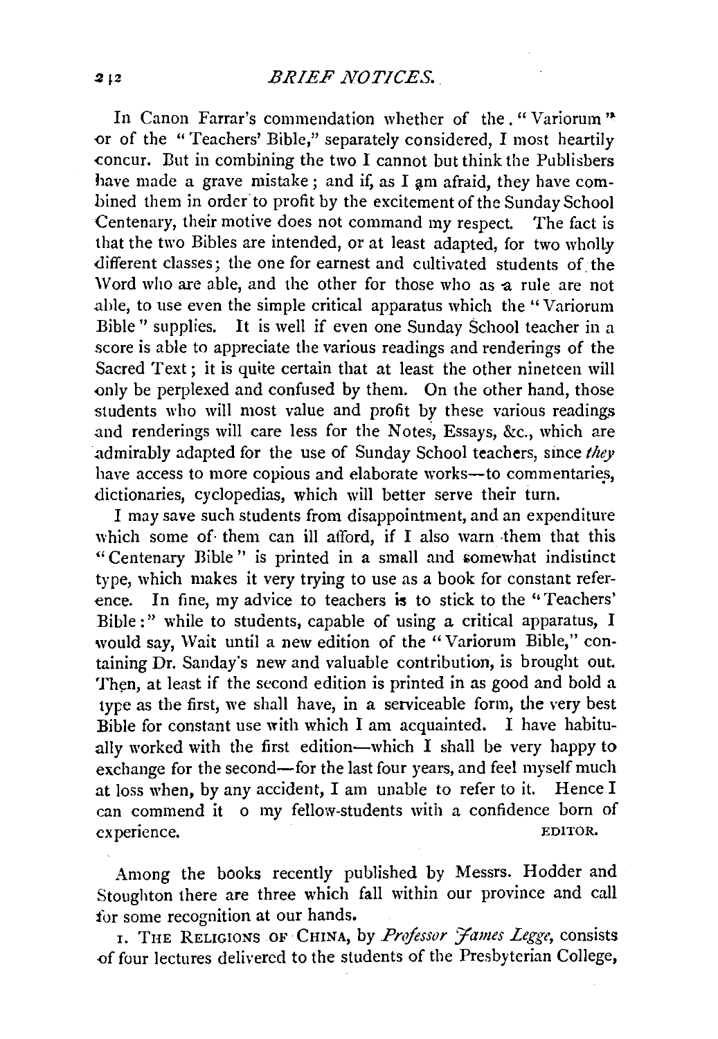In Canon Farrar's commendation whether of the "Variorum" or of the "Teachers' Bible," separately considered, I most heartily concur. But in combining the two I cannot but think the Publishers have made a grave mistake; and if, as I am afraid, they have combined them in order to profit by the excitement of the Sunday School Centenary, their motive does not command my respect. The fact is that the two Bibles are intended, or at least adapted, for two wholly different classes; the one for earnest and cultivated students of the Word who are able, and the other for those who as a rule are not able, to use even the simple critical apparatus which the "Variorum Bible" supplies. It is well if even one Sunday School teacher in a score is able to appreciate the various readings and renderings of the Sacred Text; it is quite certain that at least the other nineteen will only be perplexed and confused by them. On the other hand, those students who will most value and profit by these various readings and renderings will care less for the Notes, Essays, &c., which are admirably adapted for the use of Sunday School teachers, since *they* have access to more copious and elaborate works—to commentaries, dictionaries, cyclopedias, which will better serve their turn.

I may save such students from disappointment, and an expenditure which some of them can ill afford, if I also warn them that this "Centenary Bible" is printed in a small and somewhat indistinct type, which makes it very trying to use as a book for constant reference. In fine, my advice to teachers is to stick to the "Teachers' Bible:" while to students, capable of using a critical apparatus, I would say, Wait until a new edition of the "Variorum Bible," containing Dr. Sanday's new and valuable contribution, is brought out. Then, at least if the second edition is printed in as good and bold a type as the first, we shall have, in a serviceable form, the very best Bible for constant use with which I am acquainted. I have habitually worked with the first edition—which I shall be very happy to exchange for the second—for the last four years, and feel myself much at loss when, by any accident, I am unable to refer to it. Hence I can commend it o my fellow-students with a confidence born of experience.

EDITOR.

Among the books recently published by Messrs. Hodder and Stoughton there are three which fall within our province and call for some recognition at our hands.

1. THE RELIGIONS OF CHINA, by *Professor James Legge*, consists of four lectures delivered to the students of the Presbyterian College,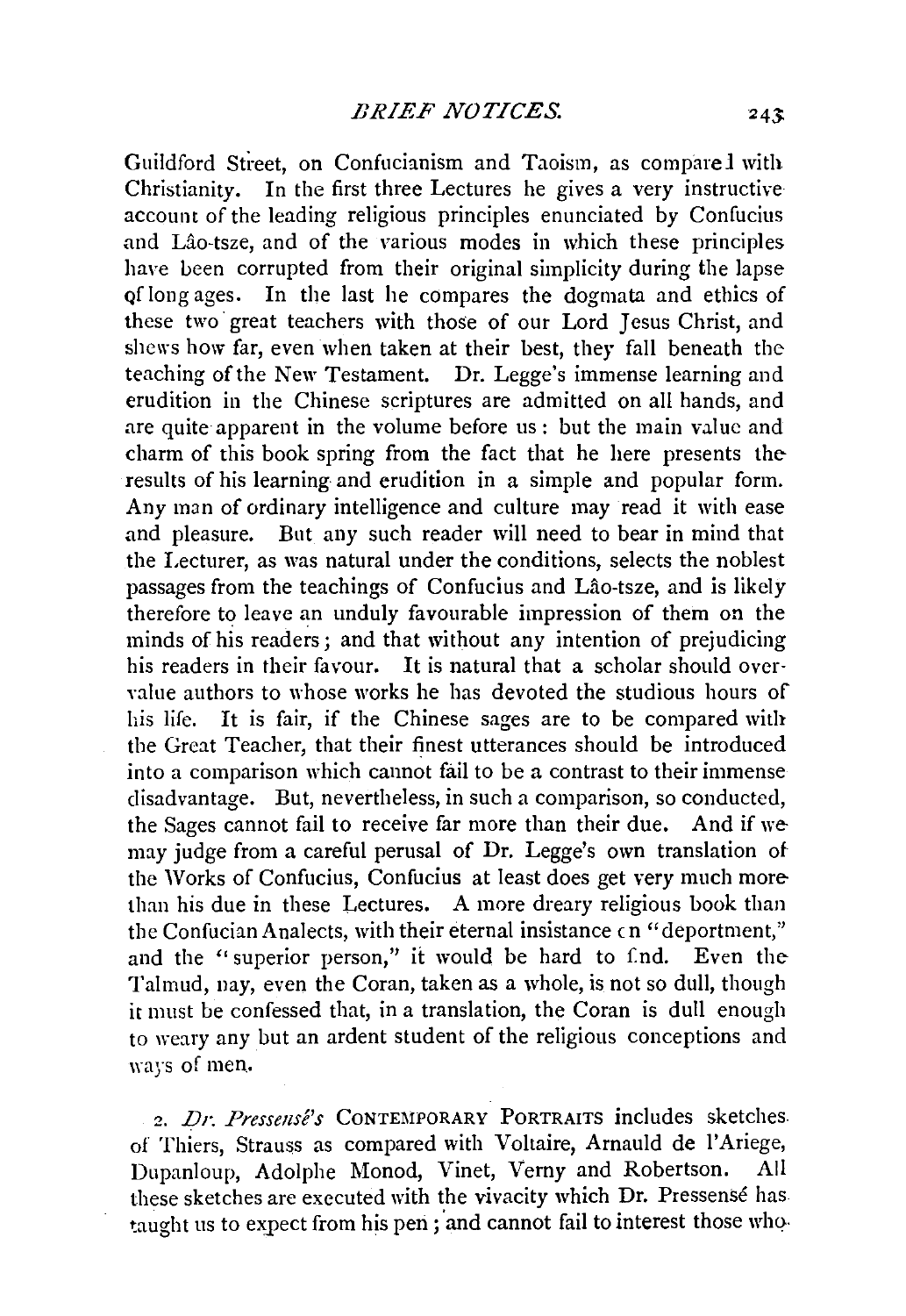Guildford Street, on Confucianism and Taoism, as compared with Christianity. In the first three Lectures he gives a very instructive account of the leading religious principles enunciated by Confucius and Lâo-tsze, and of the various modes in which these principles have been corrupted from their original simplicity during the lapse of long ages. In the last he compares the dogmata and ethics of these two great teachers with those of our Lord Jesus Christ, and shews how far, even when taken at their best, they fall beneath the teaching of the New Testament. Dr. Legge's immense learning and erudition in the Chinese scriptures are admitted on all hands, and are quite apparent in the volume before us: but the main value and charm of this book spring from the fact that he here presents the results of his learning and erudition in a simple and popular form. Any man of ordinary intelligence and culture may read it with ease and pleasure. But any such reader will need to bear in mind that the Lecturer, as was natural under the conditions, selects the noblest passages from the teachings of Confucius and Lâo-tsze, and is likely therefore to leave an unduly favourable impression of them on the minds of his readers; and that without any intention of prejudicing his readers in their favour. It is natural that a scholar should over-value authors to whose works he has devoted the studious hours of his life. It is fair, if the Chinese sages are to be compared with the Great Teacher, that their finest utterances should be introduced into a comparison which cannot fail to be a contrast to their immense disadvantage. But, nevertheless, in such a comparison, so conducted, the Sages cannot fail to receive far more than their due. And if we may judge from a careful perusal of Dr. Legge's own translation of the Works of Confucius, Confucius at least does get very much more than his due in these Lectures. A more dreary religious book than the Confucian Analects, with their eternal insistance on "deportment," and the "superior person," it would be hard to find. Even the Talmud, nay, even the Coran, taken as a whole, is not so dull, though it must be confessed that, in a translation, the Coran is dull enough to weary any but an ardent student of the religious conceptions and ways of men.

2. *Dr. Pressensé's* CONTEMPORARY PORTRAITS includes sketches of Thiers, Strauss as compared with Voltaire, Arnauld de l'Ariege, Dupanloup, Adolphe Monod, Vinet, Verny and Robertson. All these sketches are executed with the vivacity which Dr. Pressensé has taught us to expect from his pen; and cannot fail to interest those who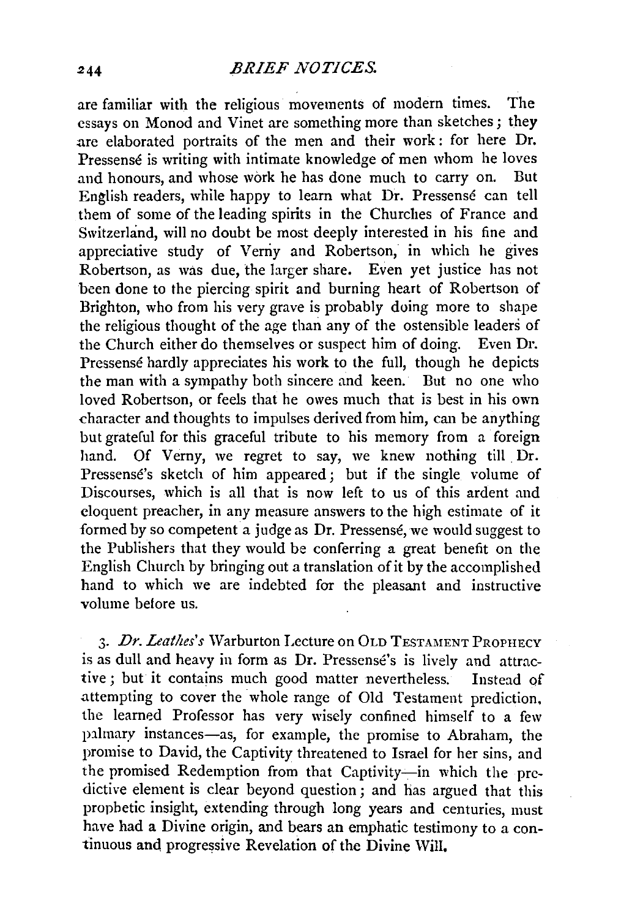are familiar with the religious movements of modern times. The essays on Monod and Vinet are something more than sketches; they are elaborated portraits of the men and their work: for here Dr. Pressensé is writing with intimate knowledge of men whom he loves and honours, and whose work he has done much to carry on. But English readers, while happy to learn what Dr. Pressensé can tell them of some of the leading spirits in the Churches of France and Switzerland, will no doubt be most deeply interested in his fine and appreciative study of Verny and Robertson, in which he gives Robertson, as was due, the larger share. Even yet justice has not been done to the piercing spirit and burning heart of Robertson of Brighton, who from his very grave is probably doing more to shape the religious thought of the age than any of the ostensible leaders of the Church either do themselves or suspect him of doing. Even Dr. Pressensé hardly appreciates his work to the full, though he depicts the man with a sympathy both sincere and keen. But no one who loved Robertson, or feels that he owes much that is best in his own character and thoughts to impulses derived from him, can be anything but grateful for this graceful tribute to his memory from a foreign hand. Of Verny, we regret to say, we knew nothing till Dr. Pressensé's sketch of him appeared; but if the single volume of Discourses, which is all that is now left to us of this ardent and eloquent preacher, in any measure answers to the high estimate of it formed by so competent a judge as Dr. Pressensé, we would suggest to the Publishers that they would be conferring a great benefit on the English Church by bringing out a translation of it by the accomplished hand to which we are indebted for the pleasant and instructive volume before us.

3. *Dr. Leathes's* Warburton Lecture on OLD TESTAMENT PROPHECY is as dull and heavy in form as Dr. Pressensé's is lively and attractive; but it contains much good matter nevertheless. Instead of attempting to cover the whole range of Old Testament prediction, the learned Professor has very wisely confined himself to a few palmary instances—as, for example, the promise to Abraham, the promise to David, the Captivity threatened to Israel for her sins, and the promised Redemption from that Captivity—in which the predictive element is clear beyond question; and has argued that this prophetic insight, extending through long years and centuries, must have had a Divine origin, and bears an emphatic testimony to a continuous and progressive Revelation of the Divine Will.